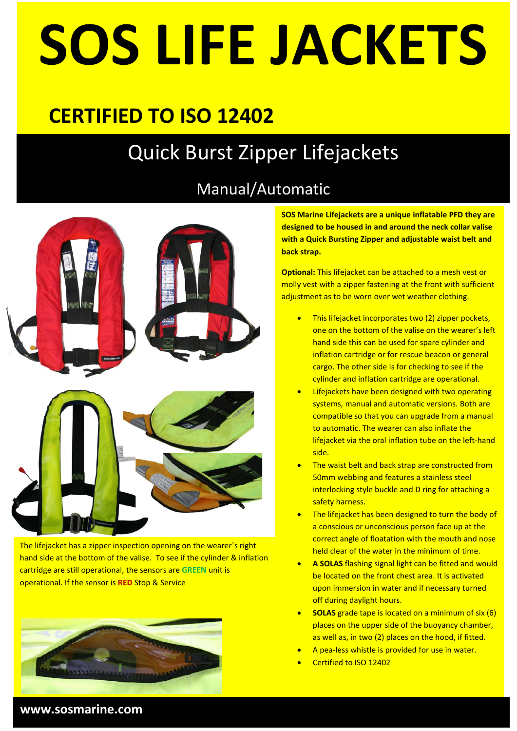# SOS LIFE JACKETS

## CERTIFIED TO ISO 12402

## Quick Burst Zipper Lifejackets

### Manual/Automatic

**SOS Marine Lifejackets are a unique inflatable PFD they are designed to be housed in and around the neck collar valise with a Quick Bursting Zipper and adjustable waist belt and back strap.**

**Optional:** This lifejacket can be attached to a mesh vest or molly vest with a zipper fastening at the front with sufficient adjustment as to be worn over wet weather clothing.

- This lifejacket incorporates two (2) zipper pockets, one on the bottom of the valise on the wearer's left hand side this can be used for spare cylinder and inflation cartridge or for rescue beacon or general cargo. The other side is for checking to see if the cylinder and inflation cartridge are operational.
- Lifejackets have been designed with two operating systems, manual and automatic versions. Both are compatible so that you can upgrade from a manual to automatic. The wearer can also inflate the lifejacket via the oral inflation tube on the left-hand side.
- The waist belt and back strap are constructed from 50mm webbing and features a stainless steel interlocking style buckle and D ring for attaching a safety harness.
- The lifejacket has been designed to turn the body of a conscious or unconscious person face up at the correct angle of floatation with the mouth and nose held clear of the water in the minimum of time.
- **A SOLAS** flashing signal light can be fitted and would be located on the front chest area. It is activated upon immersion in water and if necessary turned off during daylight hours.
- **SOLAS** grade tape is located on a minimum of six (6) places on the upper side of the buoyancy chamber, as well as, in two (2) places on the hood, if fitted.
- A pea-less whistle is provided for use in water.
- Certified to ISO 12402

The lifejacket has a zipper inspection opening on the wearer`s right hand side at the bottom of the valise. To see if the cylinder & inflation cartridge are still operational, the sensors are **GREEN** unit is operational. If the sensor is **RED** Stop & Service

**www.sosmarine.com**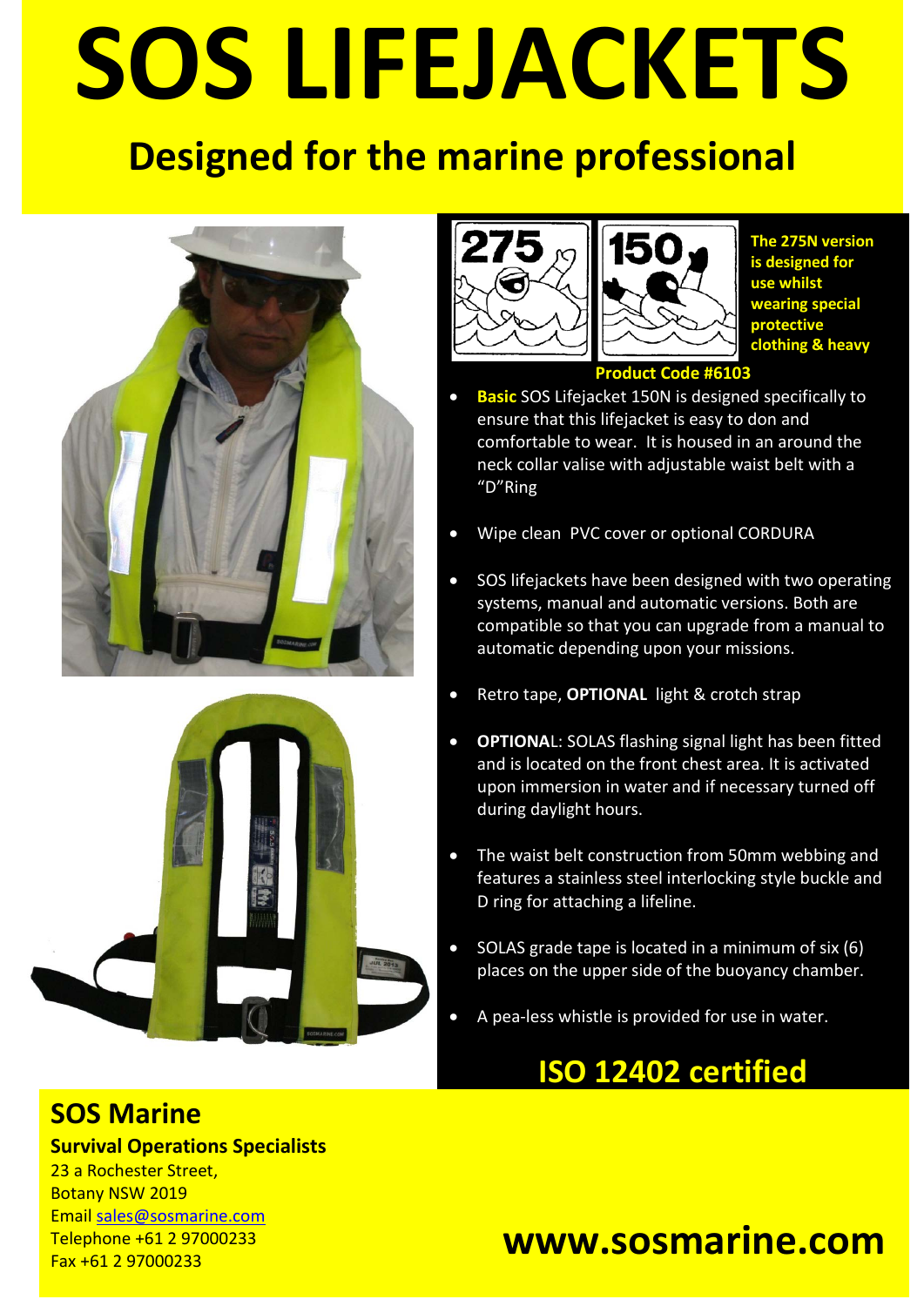# SOS LIFEJACKETS

## Designed for the marine professional

The 275N version is designed for use whilst wearing special protective clothing & heavy

**Product Code #6103**

- **Basic** SOS Lifejacket 150N is designed specifically to ensure that this lifejacket is easy to don and comfortable to wear. It is housed in an around the neck collar valise with adjustable waist belt with a "D"Ring
- Wipe clean PVC cover or optional CORDURA
- SOS lifejackets have been designed with two operating systems, manual and automatic versions. Both are compatible so that you can upgrade from a manual to automatic depending upon your missions.
- Retro tape, **OPTIONAL** light & crotch strap
- **OPTIONAL**: SOLAS flashing signal light has been fitted and is located on the front chest area. It is activated upon immersion in water and if necessary turned off during daylight hours.
- The waist belt construction from 50mm webbing and features a stainless steel interlocking style buckle and D ring for attaching a lifeline.
- SOLAS grade tape is located in a minimum of six (6) places on the upper side of the buoyancy chamber.
- A pea-less whistle is provided for use in water.

## ISO 12402 certified

**SOS Marine**

**Survival Operations Specialists**

23 a Rochester Street,
Botany NSW 2019
Email sales@sosmarine.com
Telephone +61 2 97000233
Fax +61 2 97000233

**www.sosmarine.com**